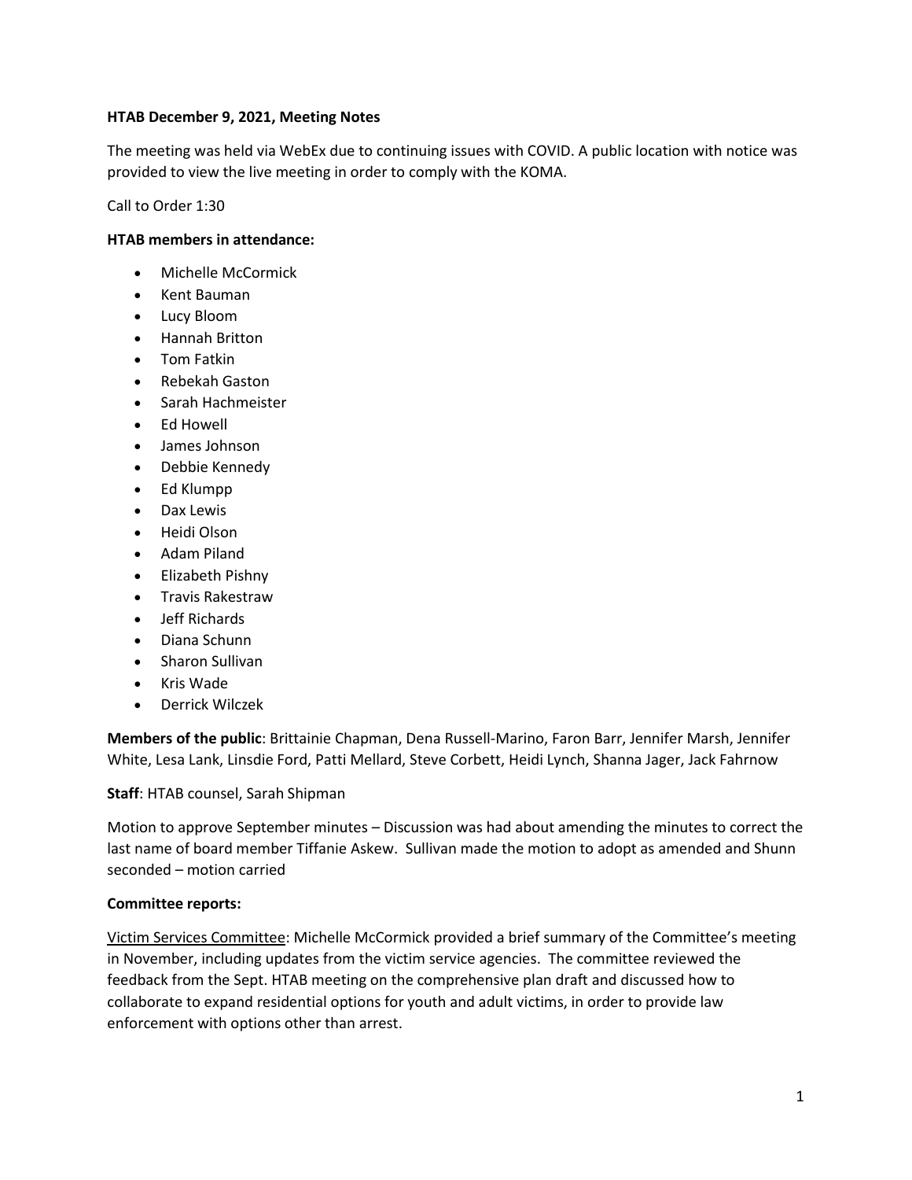**HTAB December 9, 2021, Meeting Notes**

The meeting was held via WebEx due to continuing issues with COVID. A public location with notice was provided to view the live meeting in order to comply with the KOMA.

Call to Order 1:30

**HTAB members in attendance:**

- Michelle McCormick
- Kent Bauman
- Lucy Bloom
- Hannah Britton
- Tom Fatkin
- Rebekah Gaston
- Sarah Hachmeister
- Ed Howell
- James Johnson
- Debbie Kennedy
- Ed Klumpp
- Dax Lewis
- Heidi Olson
- Adam Piland
- Elizabeth Pishny
- Travis Rakestraw
- Jeff Richards
- Diana Schunn
- Sharon Sullivan
- Kris Wade
- Derrick Wilczek

**Members of the public**: Brittainie Chapman, Dena Russell-Marino, Faron Barr, Jennifer Marsh, Jennifer White, Lesa Lank, Linsdie Ford, Patti Mellard, Steve Corbett, Heidi Lynch, Shanna Jager, Jack Fahrnow

**Staff**: HTAB counsel, Sarah Shipman

Motion to approve September minutes – Discussion was had about amending the minutes to correct the last name of board member Tiffanie Askew. Sullivan made the motion to adopt as amended and Shunn seconded – motion carried

**Committee reports:**

Victim Services Committee: Michelle McCormick provided a brief summary of the Committee's meeting in November, including updates from the victim service agencies. The committee reviewed the feedback from the Sept. HTAB meeting on the comprehensive plan draft and discussed how to collaborate to expand residential options for youth and adult victims, in order to provide law enforcement with options other than arrest.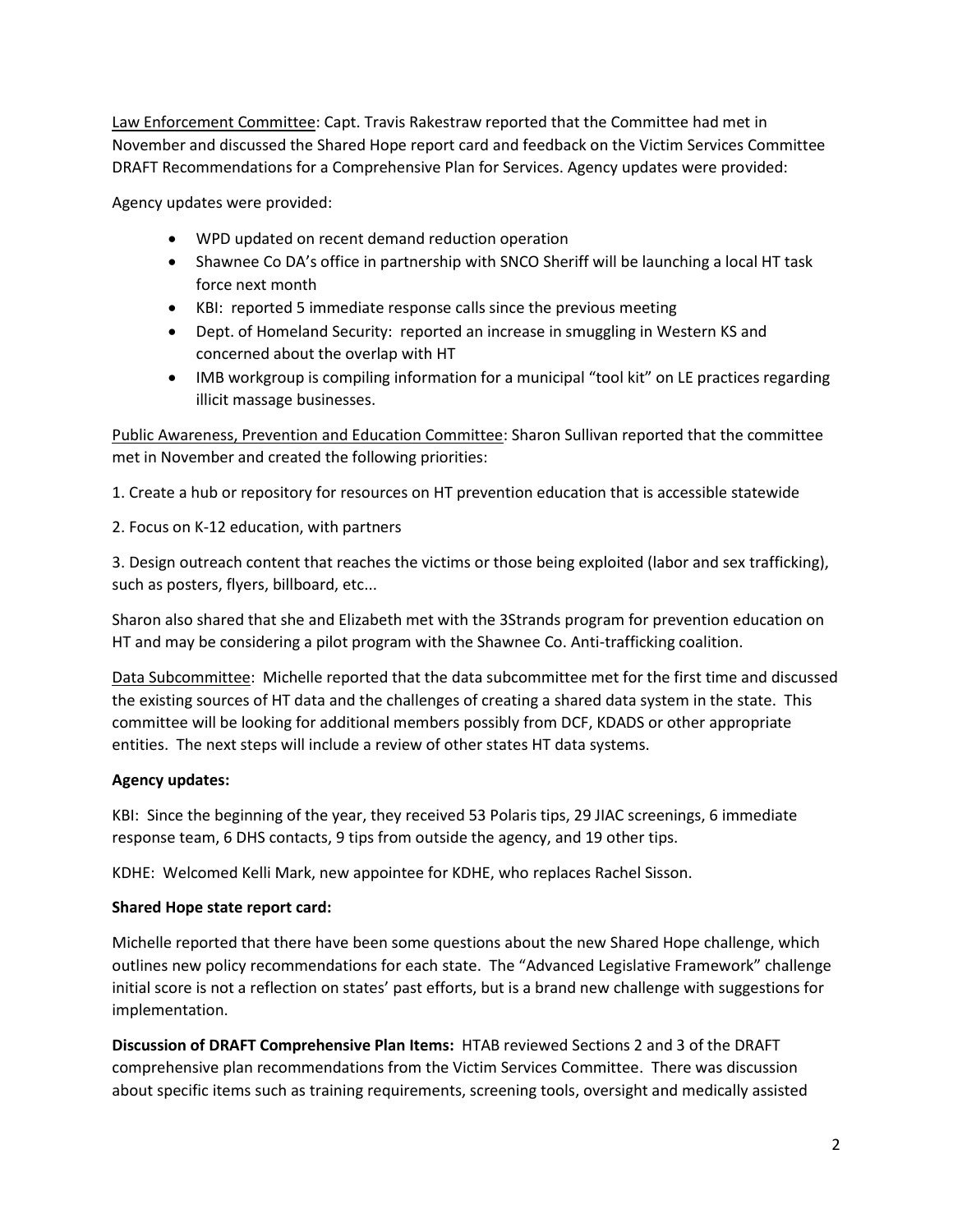Law Enforcement Committee: Capt. Travis Rakestraw reported that the Committee had met in November and discussed the Shared Hope report card and feedback on the Victim Services Committee DRAFT Recommendations for a Comprehensive Plan for Services. Agency updates were provided:

Agency updates were provided:

- WPD updated on recent demand reduction operation
- Shawnee Co DA's office in partnership with SNCO Sheriff will be launching a local HT task force next month
- KBI: reported 5 immediate response calls since the previous meeting
- Dept. of Homeland Security: reported an increase in smuggling in Western KS and concerned about the overlap with HT
- IMB workgroup is compiling information for a municipal "tool kit" on LE practices regarding illicit massage businesses.

Public Awareness, Prevention and Education Committee: Sharon Sullivan reported that the committee met in November and created the following priorities:

1. Create a hub or repository for resources on HT prevention education that is accessible statewide

2. Focus on K-12 education, with partners

3. Design outreach content that reaches the victims or those being exploited (labor and sex trafficking), such as posters, flyers, billboard, etc...

Sharon also shared that she and Elizabeth met with the 3Strands program for prevention education on HT and may be considering a pilot program with the Shawnee Co. Anti-trafficking coalition.

Data Subcommittee: Michelle reported that the data subcommittee met for the first time and discussed the existing sources of HT data and the challenges of creating a shared data system in the state. This committee will be looking for additional members possibly from DCF, KDADS or other appropriate entities. The next steps will include a review of other states HT data systems.

**Agency updates:**

KBI: Since the beginning of the year, they received 53 Polaris tips, 29 JIAC screenings, 6 immediate response team, 6 DHS contacts, 9 tips from outside the agency, and 19 other tips.

KDHE: Welcomed Kelli Mark, new appointee for KDHE, who replaces Rachel Sisson.

**Shared Hope state report card:**

Michelle reported that there have been some questions about the new Shared Hope challenge, which outlines new policy recommendations for each state. The "Advanced Legislative Framework" challenge initial score is not a reflection on states' past efforts, but is a brand new challenge with suggestions for implementation.

**Discussion of DRAFT Comprehensive Plan Items:** HTAB reviewed Sections 2 and 3 of the DRAFT comprehensive plan recommendations from the Victim Services Committee. There was discussion about specific items such as training requirements, screening tools, oversight and medically assisted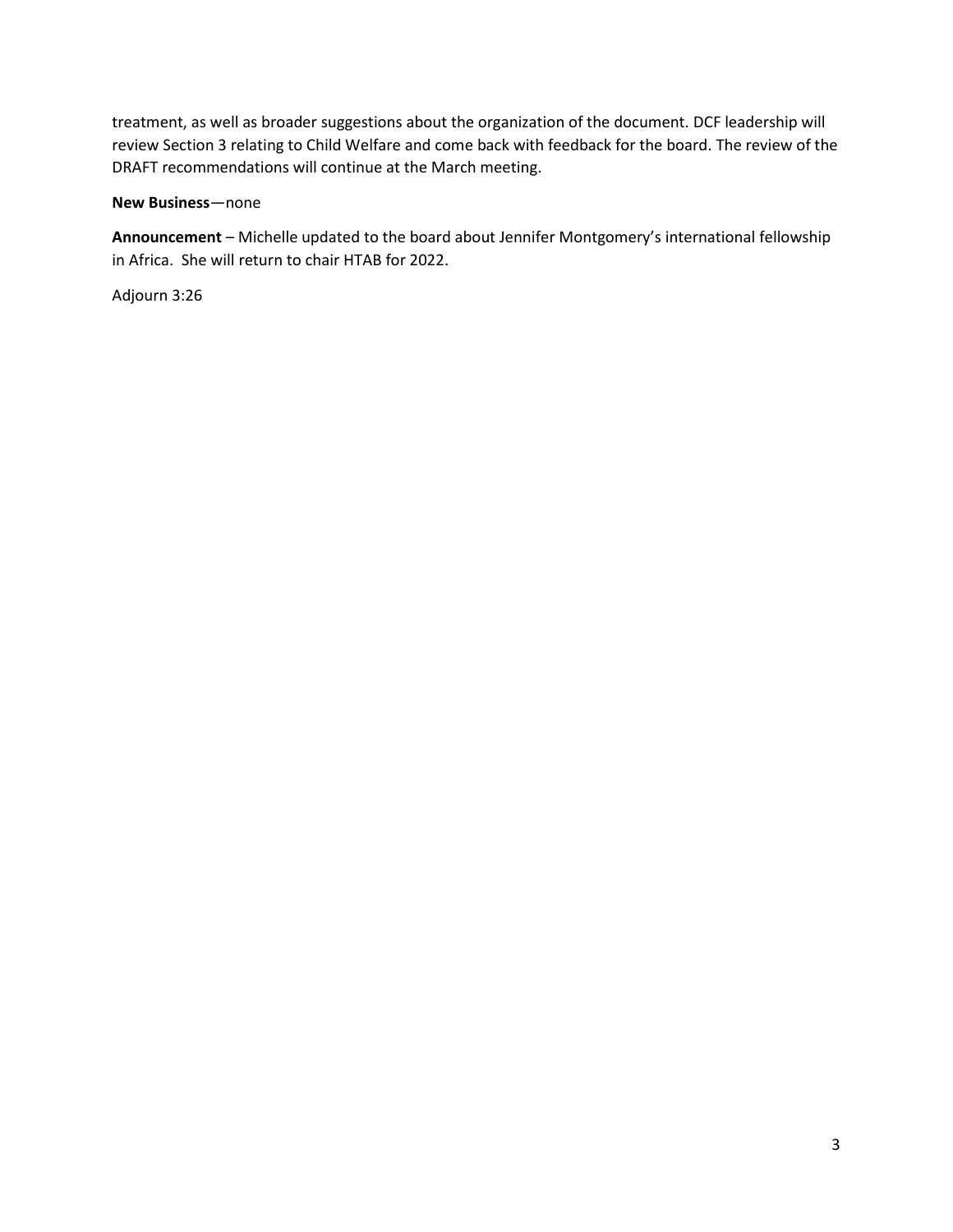treatment, as well as broader suggestions about the organization of the document. DCF leadership will review Section 3 relating to Child Welfare and come back with feedback for the board. The review of the DRAFT recommendations will continue at the March meeting.

**New Business**—none

**Announcement** – Michelle updated to the board about Jennifer Montgomery's international fellowship in Africa. She will return to chair HTAB for 2022.

Adjourn 3:26